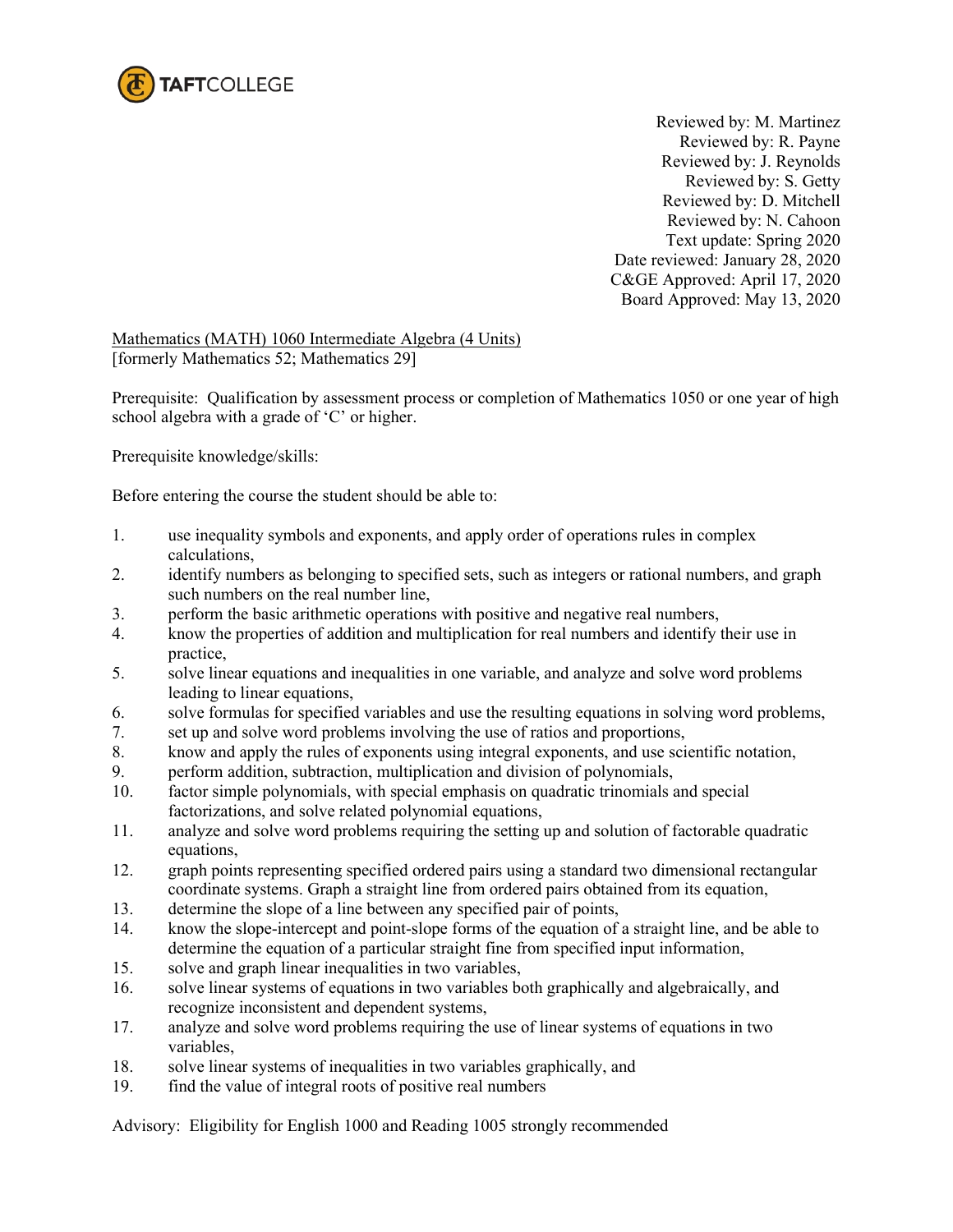TAFTCOLLEGE

Reviewed by: M. Martinez
Reviewed by: R. Payne
Reviewed by: J. Reynolds
Reviewed by: S. Getty
Reviewed by: D. Mitchell
Reviewed by: N. Cahoon
Text update: Spring 2020
Date reviewed: January 28, 2020
C&GE Approved: April 17, 2020
Board Approved: May 13, 2020

Mathematics (MATH) 1060 Intermediate Algebra (4 Units)
[formerly Mathematics 52; Mathematics 29]

Prerequisite: Qualification by assessment process or completion of Mathematics 1050 or one year of high school algebra with a grade of 'C' or higher.

Prerequisite knowledge/skills:

Before entering the course the student should be able to:

1. use inequality symbols and exponents, and apply order of operations rules in complex calculations,
2. identify numbers as belonging to specified sets, such as integers or rational numbers, and graph such numbers on the real number line,
3. perform the basic arithmetic operations with positive and negative real numbers,
4. know the properties of addition and multiplication for real numbers and identify their use in practice,
5. solve linear equations and inequalities in one variable, and analyze and solve word problems leading to linear equations,
6. solve formulas for specified variables and use the resulting equations in solving word problems,
7. set up and solve word problems involving the use of ratios and proportions,
8. know and apply the rules of exponents using integral exponents, and use scientific notation,
9. perform addition, subtraction, multiplication and division of polynomials,
10. factor simple polynomials, with special emphasis on quadratic trinomials and special factorizations, and solve related polynomial equations,
11. analyze and solve word problems requiring the setting up and solution of factorable quadratic equations,
12. graph points representing specified ordered pairs using a standard two dimensional rectangular coordinate systems. Graph a straight line from ordered pairs obtained from its equation,
13. determine the slope of a line between any specified pair of points,
14. know the slope-intercept and point-slope forms of the equation of a straight line, and be able to determine the equation of a particular straight fine from specified input information,
15. solve and graph linear inequalities in two variables,
16. solve linear systems of equations in two variables both graphically and algebraically, and recognize inconsistent and dependent systems,
17. analyze and solve word problems requiring the use of linear systems of equations in two variables,
18. solve linear systems of inequalities in two variables graphically, and
19. find the value of integral roots of positive real numbers

Advisory: Eligibility for English 1000 and Reading 1005 strongly recommended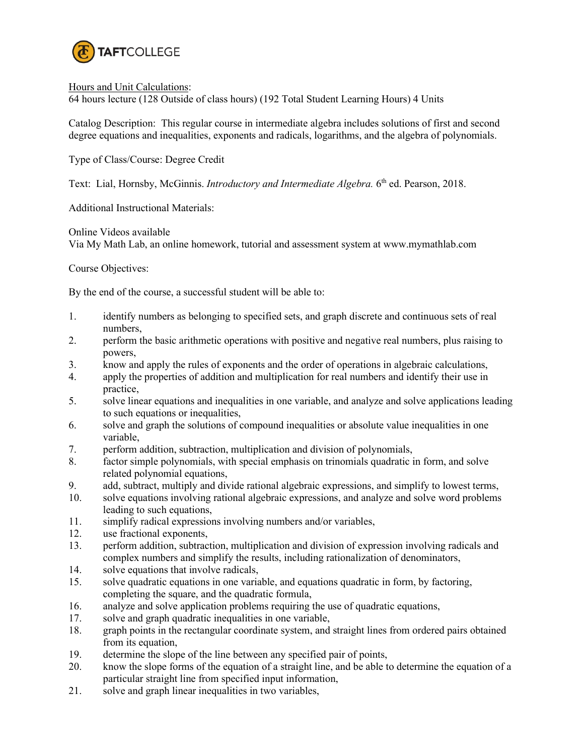Hours and Unit Calculations:
64 hours lecture (128 Outside of class hours) (192 Total Student Learning Hours) 4 Units

Catalog Description: This regular course in intermediate algebra includes solutions of first and second degree equations and inequalities, exponents and radicals, logarithms, and the algebra of polynomials.

Type of Class/Course: Degree Credit

Text: Lial, Hornsby, McGinnis. *Introductory and Intermediate Algebra.* 6th ed. Pearson, 2018.

Additional Instructional Materials:

Online Videos available
Via My Math Lab, an online homework, tutorial and assessment system at www.mymathlab.com

Course Objectives:

By the end of the course, a successful student will be able to:

1. identify numbers as belonging to specified sets, and graph discrete and continuous sets of real numbers,
2. perform the basic arithmetic operations with positive and negative real numbers, plus raising to powers,
3. know and apply the rules of exponents and the order of operations in algebraic calculations,
4. apply the properties of addition and multiplication for real numbers and identify their use in practice,
5. solve linear equations and inequalities in one variable, and analyze and solve applications leading to such equations or inequalities,
6. solve and graph the solutions of compound inequalities or absolute value inequalities in one variable,
7. perform addition, subtraction, multiplication and division of polynomials,
8. factor simple polynomials, with special emphasis on trinomials quadratic in form, and solve related polynomial equations,
9. add, subtract, multiply and divide rational algebraic expressions, and simplify to lowest terms,
10. solve equations involving rational algebraic expressions, and analyze and solve word problems leading to such equations,
11. simplify radical expressions involving numbers and/or variables,
12. use fractional exponents,
13. perform addition, subtraction, multiplication and division of expression involving radicals and complex numbers and simplify the results, including rationalization of denominators,
14. solve equations that involve radicals,
15. solve quadratic equations in one variable, and equations quadratic in form, by factoring, completing the square, and the quadratic formula,
16. analyze and solve application problems requiring the use of quadratic equations,
17. solve and graph quadratic inequalities in one variable,
18. graph points in the rectangular coordinate system, and straight lines from ordered pairs obtained from its equation,
19. determine the slope of the line between any specified pair of points,
20. know the slope forms of the equation of a straight line, and be able to determine the equation of a particular straight line from specified input information,
21. solve and graph linear inequalities in two variables,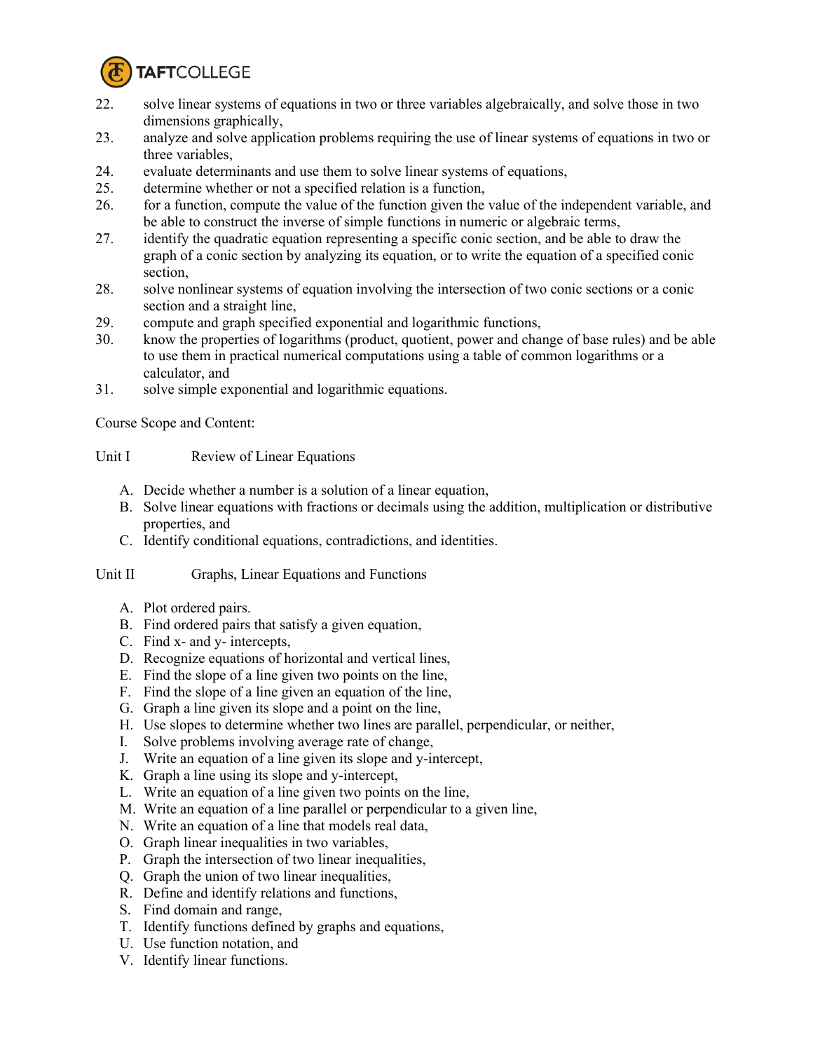22. solve linear systems of equations in two or three variables algebraically, and solve those in two dimensions graphically,
23. analyze and solve application problems requiring the use of linear systems of equations in two or three variables,
24. evaluate determinants and use them to solve linear systems of equations,
25. determine whether or not a specified relation is a function,
26. for a function, compute the value of the function given the value of the independent variable, and be able to construct the inverse of simple functions in numeric or algebraic terms,
27. identify the quadratic equation representing a specific conic section, and be able to draw the graph of a conic section by analyzing its equation, or to write the equation of a specified conic section,
28. solve nonlinear systems of equation involving the intersection of two conic sections or a conic section and a straight line,
29. compute and graph specified exponential and logarithmic functions,
30. know the properties of logarithms (product, quotient, power and change of base rules) and be able to use them in practical numerical computations using a table of common logarithms or a calculator, and
31. solve simple exponential and logarithmic equations.

Course Scope and Content:

Unit I Review of Linear Equations

A. Decide whether a number is a solution of a linear equation,
B. Solve linear equations with fractions or decimals using the addition, multiplication or distributive properties, and
C. Identify conditional equations, contradictions, and identities.

Unit II Graphs, Linear Equations and Functions

A. Plot ordered pairs.
B. Find ordered pairs that satisfy a given equation,
C. Find x- and y- intercepts,
D. Recognize equations of horizontal and vertical lines,
E. Find the slope of a line given two points on the line,
F. Find the slope of a line given an equation of the line,
G. Graph a line given its slope and a point on the line,
H. Use slopes to determine whether two lines are parallel, perpendicular, or neither,
I. Solve problems involving average rate of change,
J. Write an equation of a line given its slope and y-intercept,
K. Graph a line using its slope and y-intercept,
L. Write an equation of a line given two points on the line,
M. Write an equation of a line parallel or perpendicular to a given line,
N. Write an equation of a line that models real data,
O. Graph linear inequalities in two variables,
P. Graph the intersection of two linear inequalities,
Q. Graph the union of two linear inequalities,
R. Define and identify relations and functions,
S. Find domain and range,
T. Identify functions defined by graphs and equations,
U. Use function notation, and
V. Identify linear functions.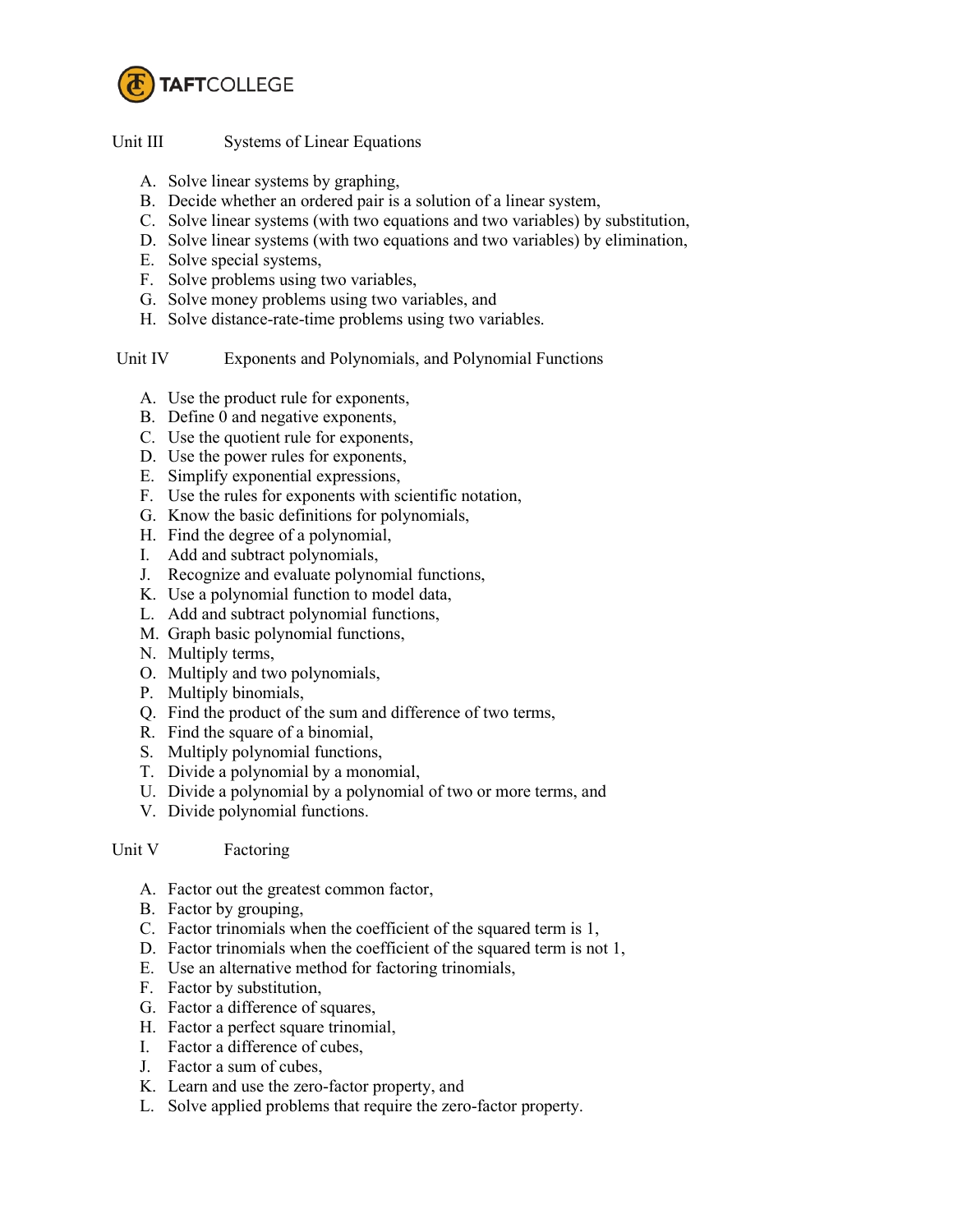Unit III Systems of Linear Equations

A. Solve linear systems by graphing,
B. Decide whether an ordered pair is a solution of a linear system,
C. Solve linear systems (with two equations and two variables) by substitution,
D. Solve linear systems (with two equations and two variables) by elimination,
E. Solve special systems,
F. Solve problems using two variables,
G. Solve money problems using two variables, and
H. Solve distance-rate-time problems using two variables.

Unit IV Exponents and Polynomials, and Polynomial Functions

A. Use the product rule for exponents,
B. Define 0 and negative exponents,
C. Use the quotient rule for exponents,
D. Use the power rules for exponents,
E. Simplify exponential expressions,
F. Use the rules for exponents with scientific notation,
G. Know the basic definitions for polynomials,
H. Find the degree of a polynomial,
I. Add and subtract polynomials,
J. Recognize and evaluate polynomial functions,
K. Use a polynomial function to model data,
L. Add and subtract polynomial functions,
M. Graph basic polynomial functions,
N. Multiply terms,
O. Multiply and two polynomials,
P. Multiply binomials,
Q. Find the product of the sum and difference of two terms,
R. Find the square of a binomial,
S. Multiply polynomial functions,
T. Divide a polynomial by a monomial,
U. Divide a polynomial by a polynomial of two or more terms, and
V. Divide polynomial functions.

Unit V Factoring

A. Factor out the greatest common factor,
B. Factor by grouping,
C. Factor trinomials when the coefficient of the squared term is 1,
D. Factor trinomials when the coefficient of the squared term is not 1,
E. Use an alternative method for factoring trinomials,
F. Factor by substitution,
G. Factor a difference of squares,
H. Factor a perfect square trinomial,
I. Factor a difference of cubes,
J. Factor a sum of cubes,
K. Learn and use the zero-factor property, and
L. Solve applied problems that require the zero-factor property.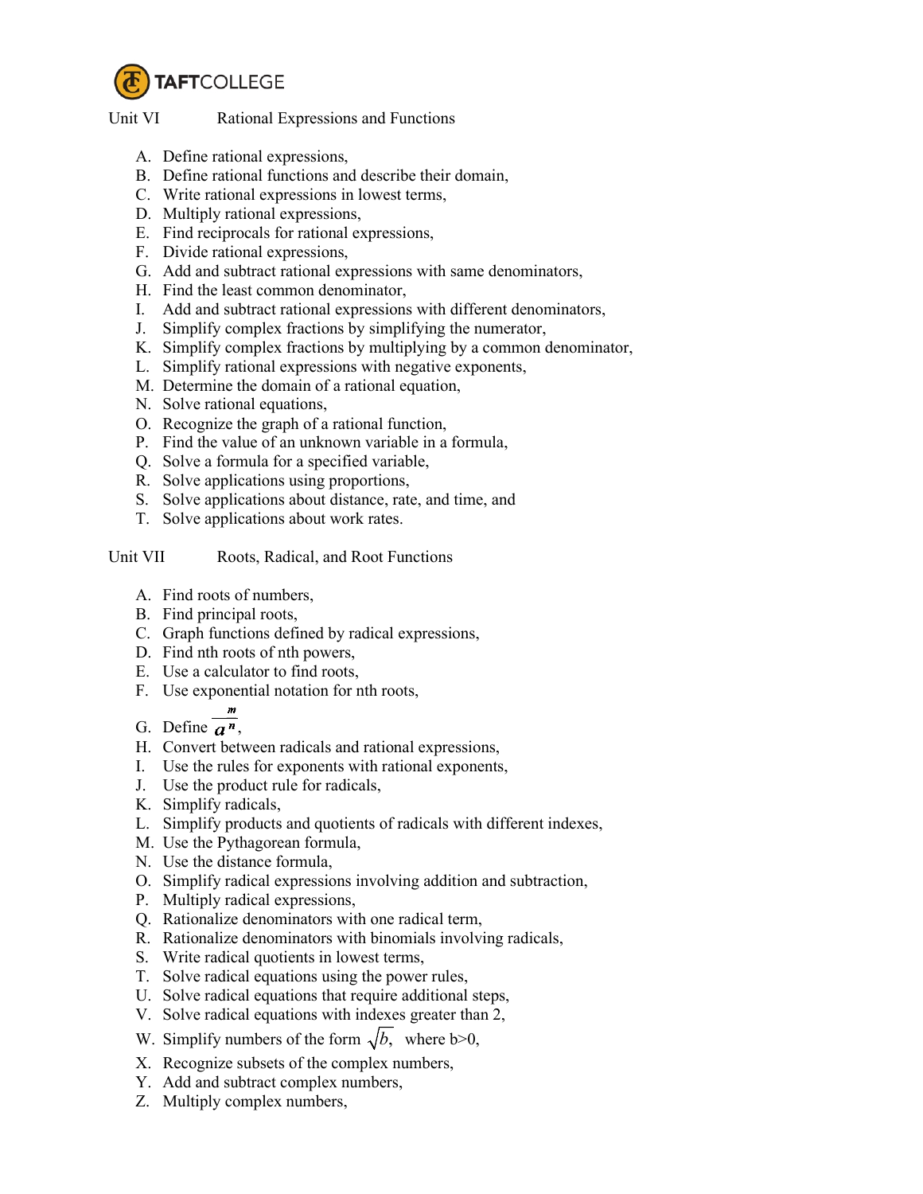TAFTCOLLEGE

Unit VI Rational Expressions and Functions

A. Define rational expressions,
B. Define rational functions and describe their domain,
C. Write rational expressions in lowest terms,
D. Multiply rational expressions,
E. Find reciprocals for rational expressions,
F. Divide rational expressions,
G. Add and subtract rational expressions with same denominators,
H. Find the least common denominator,
I. Add and subtract rational expressions with different denominators,
J. Simplify complex fractions by simplifying the numerator,
K. Simplify complex fractions by multiplying by a common denominator,
L. Simplify rational expressions with negative exponents,
M. Determine the domain of a rational equation,
N. Solve rational equations,
O. Recognize the graph of a rational function,
P. Find the value of an unknown variable in a formula,
Q. Solve a formula for a specified variable,
R. Solve applications using proportions,
S. Solve applications about distance, rate, and time, and
T. Solve applications about work rates.

Unit VII Roots, Radical, and Root Functions

A. Find roots of numbers,
B. Find principal roots,
C. Graph functions defined by radical expressions,
D. Find nth roots of nth powers,
E. Use a calculator to find roots,
F. Use exponential notation for nth roots,
G. Define $a^{\frac{m}{n}}$,
H. Convert between radicals and rational expressions,
I. Use the rules for exponents with rational exponents,
J. Use the product rule for radicals,
K. Simplify radicals,
L. Simplify products and quotients of radicals with different indexes,
M. Use the Pythagorean formula,
N. Use the distance formula,
O. Simplify radical expressions involving addition and subtraction,
P. Multiply radical expressions,
Q. Rationalize denominators with one radical term,
R. Rationalize denominators with binomials involving radicals,
S. Write radical quotients in lowest terms,
T. Solve radical equations using the power rules,
U. Solve radical equations that require additional steps,
V. Solve radical equations with indexes greater than 2,
W. Simplify numbers of the form $\sqrt{b}$, where b>0,
X. Recognize subsets of the complex numbers,
Y. Add and subtract complex numbers,
Z. Multiply complex numbers,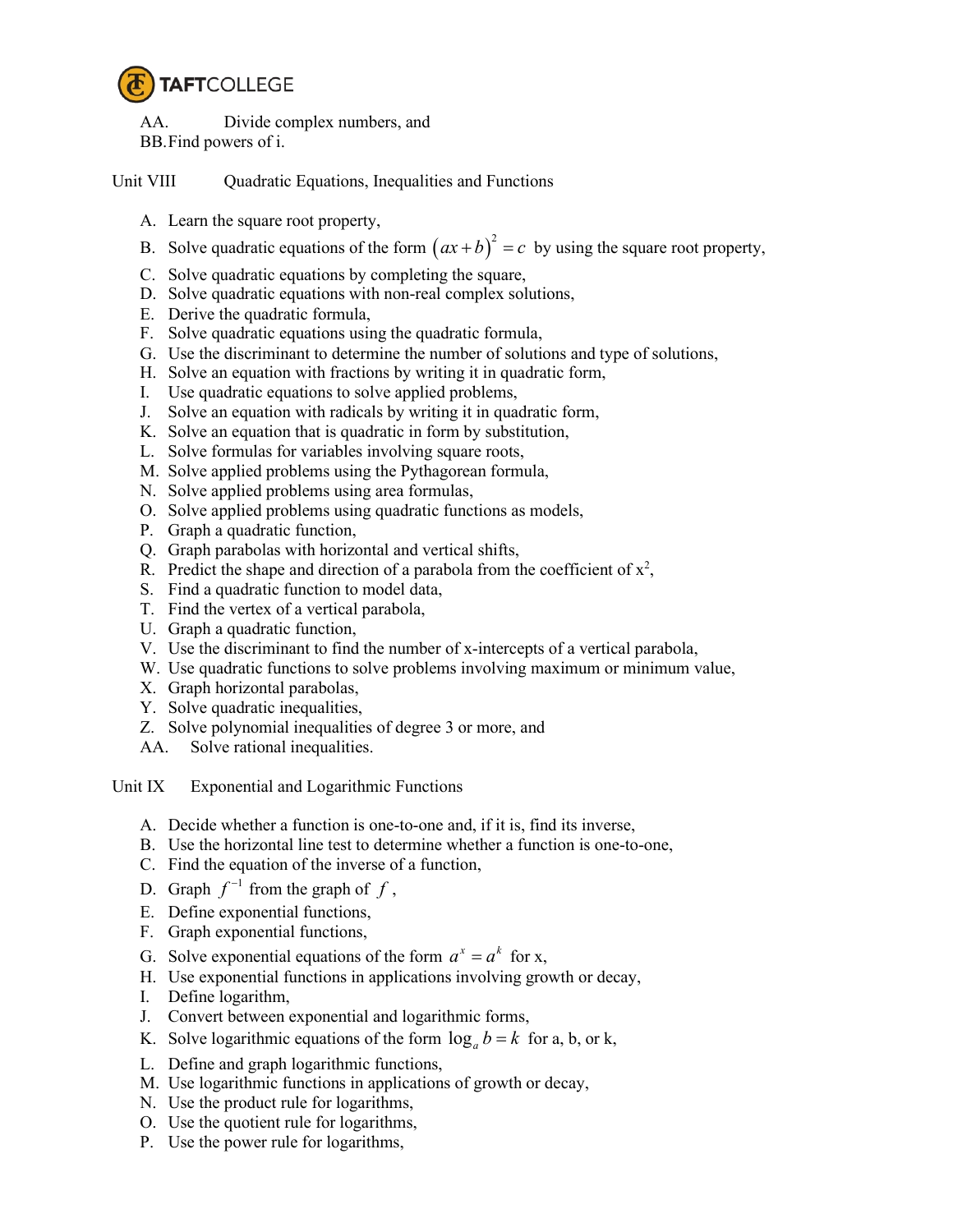AA. Divide complex numbers, and
BB. Find powers of i.

Unit VIII Quadratic Equations, Inequalities and Functions

A. Learn the square root property,
B. Solve quadratic equations of the form $(ax+b)^2 = c$ by using the square root property,
C. Solve quadratic equations by completing the square,
D. Solve quadratic equations with non-real complex solutions,
E. Derive the quadratic formula,
F. Solve quadratic equations using the quadratic formula,
G. Use the discriminant to determine the number of solutions and type of solutions,
H. Solve an equation with fractions by writing it in quadratic form,
I. Use quadratic equations to solve applied problems,
J. Solve an equation with radicals by writing it in quadratic form,
K. Solve an equation that is quadratic in form by substitution,
L. Solve formulas for variables involving square roots,
M. Solve applied problems using the Pythagorean formula,
N. Solve applied problems using area formulas,
O. Solve applied problems using quadratic functions as models,
P. Graph a quadratic function,
Q. Graph parabolas with horizontal and vertical shifts,
R. Predict the shape and direction of a parabola from the coefficient of $x^2$,
S. Find a quadratic function to model data,
T. Find the vertex of a vertical parabola,
U. Graph a quadratic function,
V. Use the discriminant to find the number of x-intercepts of a vertical parabola,
W. Use quadratic functions to solve problems involving maximum or minimum value,
X. Graph horizontal parabolas,
Y. Solve quadratic inequalities,
Z. Solve polynomial inequalities of degree 3 or more, and
AA. Solve rational inequalities.

Unit IX Exponential and Logarithmic Functions

A. Decide whether a function is one-to-one and, if it is, find its inverse,
B. Use the horizontal line test to determine whether a function is one-to-one,
C. Find the equation of the inverse of a function,
D. Graph $f^{-1}$ from the graph of $f$,
E. Define exponential functions,
F. Graph exponential functions,
G. Solve exponential equations of the form $a^x = a^k$ for x,
H. Use exponential functions in applications involving growth or decay,
I. Define logarithm,
J. Convert between exponential and logarithmic forms,
K. Solve logarithmic equations of the form $\log_a b = k$ for a, b, or k,
L. Define and graph logarithmic functions,
M. Use logarithmic functions in applications of growth or decay,
N. Use the product rule for logarithms,
O. Use the quotient rule for logarithms,
P. Use the power rule for logarithms,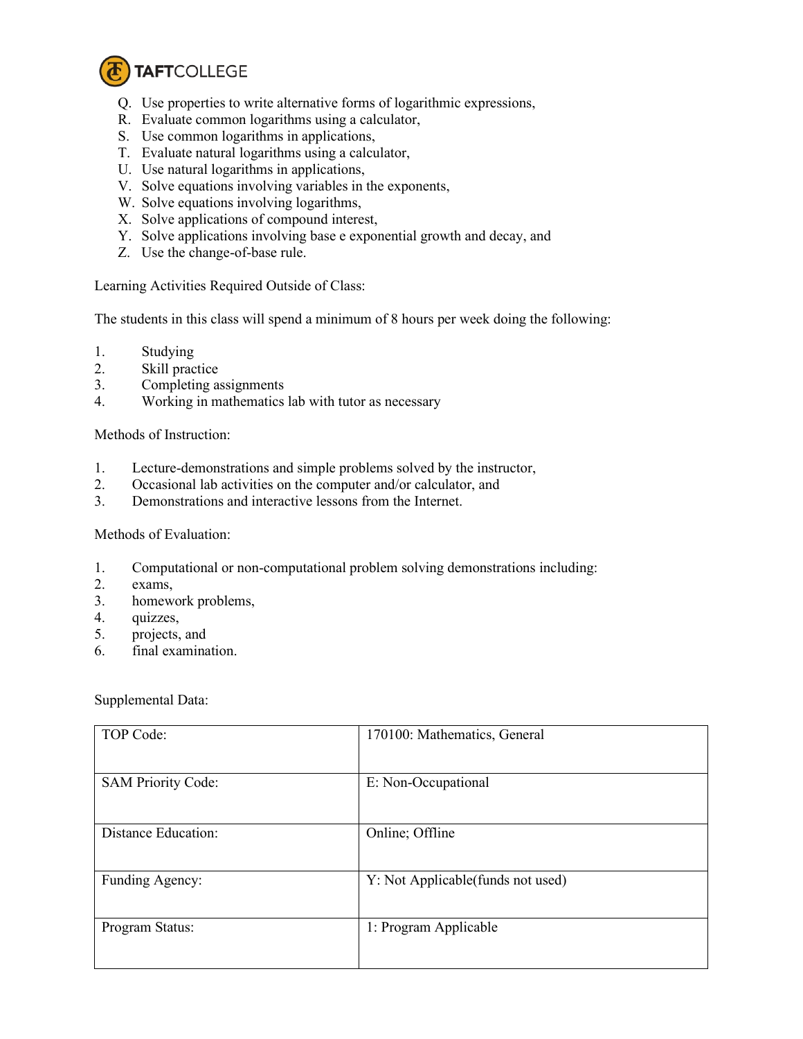Q. Use properties to write alternative forms of logarithmic expressions,
R. Evaluate common logarithms using a calculator,
S. Use common logarithms in applications,
T. Evaluate natural logarithms using a calculator,
U. Use natural logarithms in applications,
V. Solve equations involving variables in the exponents,
W. Solve equations involving logarithms,
X. Solve applications of compound interest,
Y. Solve applications involving base e exponential growth and decay, and
Z. Use the change-of-base rule.

Learning Activities Required Outside of Class:

The students in this class will spend a minimum of 8 hours per week doing the following:

1. Studying
2. Skill practice
3. Completing assignments
4. Working in mathematics lab with tutor as necessary

Methods of Instruction:

1. Lecture-demonstrations and simple problems solved by the instructor,
2. Occasional lab activities on the computer and/or calculator, and
3. Demonstrations and interactive lessons from the Internet.

Methods of Evaluation:

1. Computational or non-computational problem solving demonstrations including:
2. exams,
3. homework problems,
4. quizzes,
5. projects, and
6. final examination.

Supplemental Data:

| | |
|---|---|
| TOP Code: | 170100: Mathematics, General |
| SAM Priority Code: | E: Non-Occupational |
| Distance Education: | Online; Offline |
| Funding Agency: | Y: Not Applicable(funds not used) |
| Program Status: | 1: Program Applicable |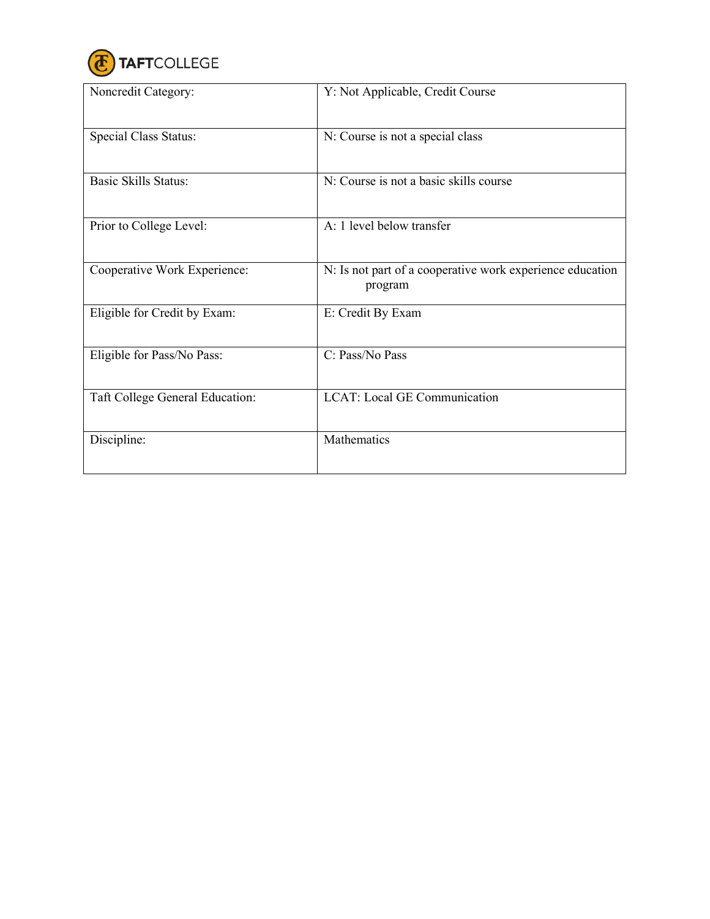| | |
|---|---|
| Noncredit Category: | Y: Not Applicable, Credit Course |
| Special Class Status: | N: Course is not a special class |
| Basic Skills Status: | N: Course is not a basic skills course |
| Prior to College Level: | A: 1 level below transfer |
| Cooperative Work Experience: | N: Is not part of a cooperative work experience education program |
| Eligible for Credit by Exam: | E: Credit By Exam |
| Eligible for Pass/No Pass: | C: Pass/No Pass |
| Taft College General Education: | LCAT: Local GE Communication |
| Discipline: | Mathematics |